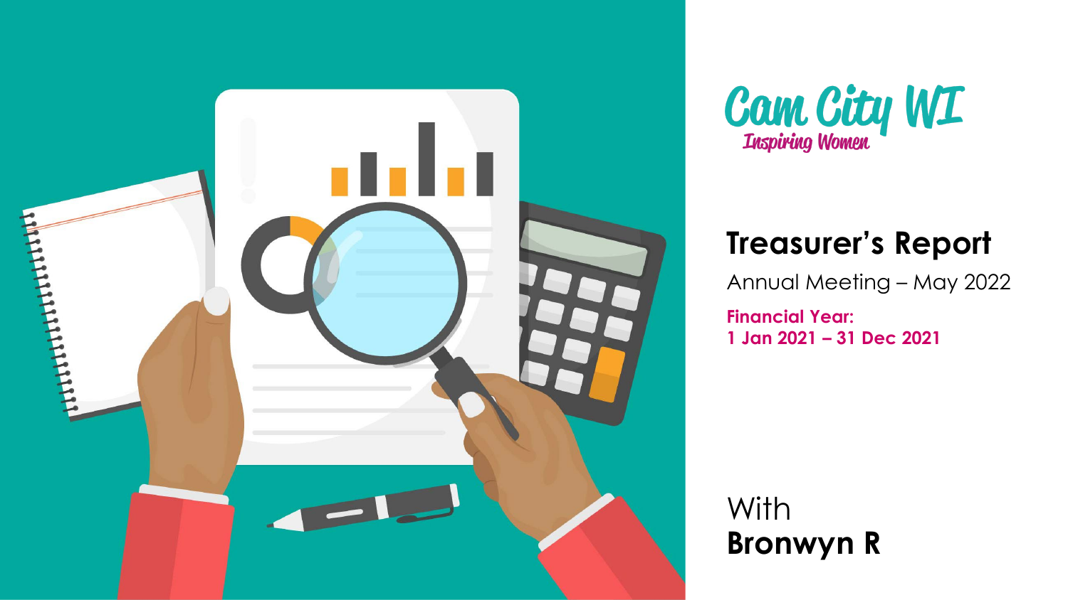Cam City WI

*Inspiring Women*

# Treasurer's Report

Annual Meeting – May 2022

**Financial Year:**
**1 Jan 2021 – 31 Dec 2021**

With
**Bronwyn R**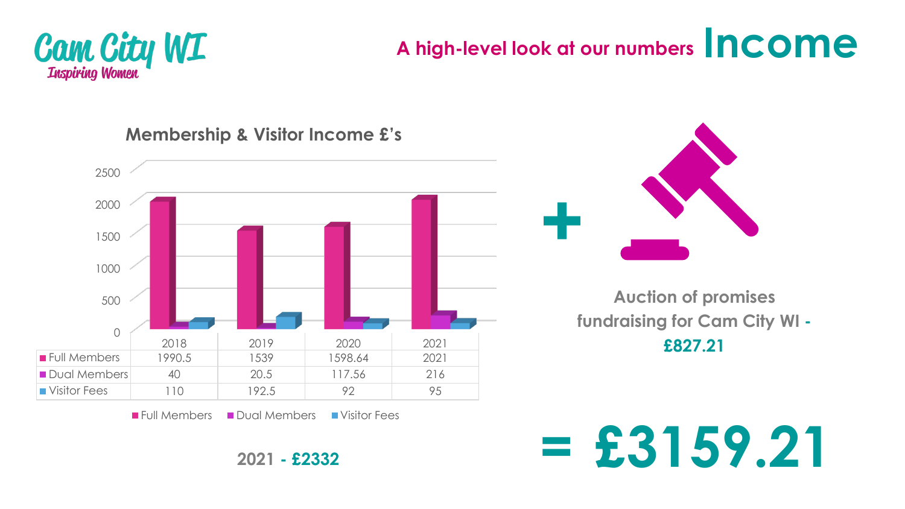Cam City WI
*Inspiring Women*

## A high-level look at our numbers **Income**

### Membership & Visitor Income £'s

| | 2018 | 2019 | 2020 | 2021 |
|---|---|---|---|---|
| Full Members | 1990.5 | 1539 | 1598.64 | 2021 |
| Dual Members | 40 | 20.5 | 117.56 | 216 |
| Visitor Fees | 110 | 192.5 | 92 | 95 |

**2021 - £2332**

**+**

**Auction of promises fundraising for Cam City WI - £827.21**

# = £3159.21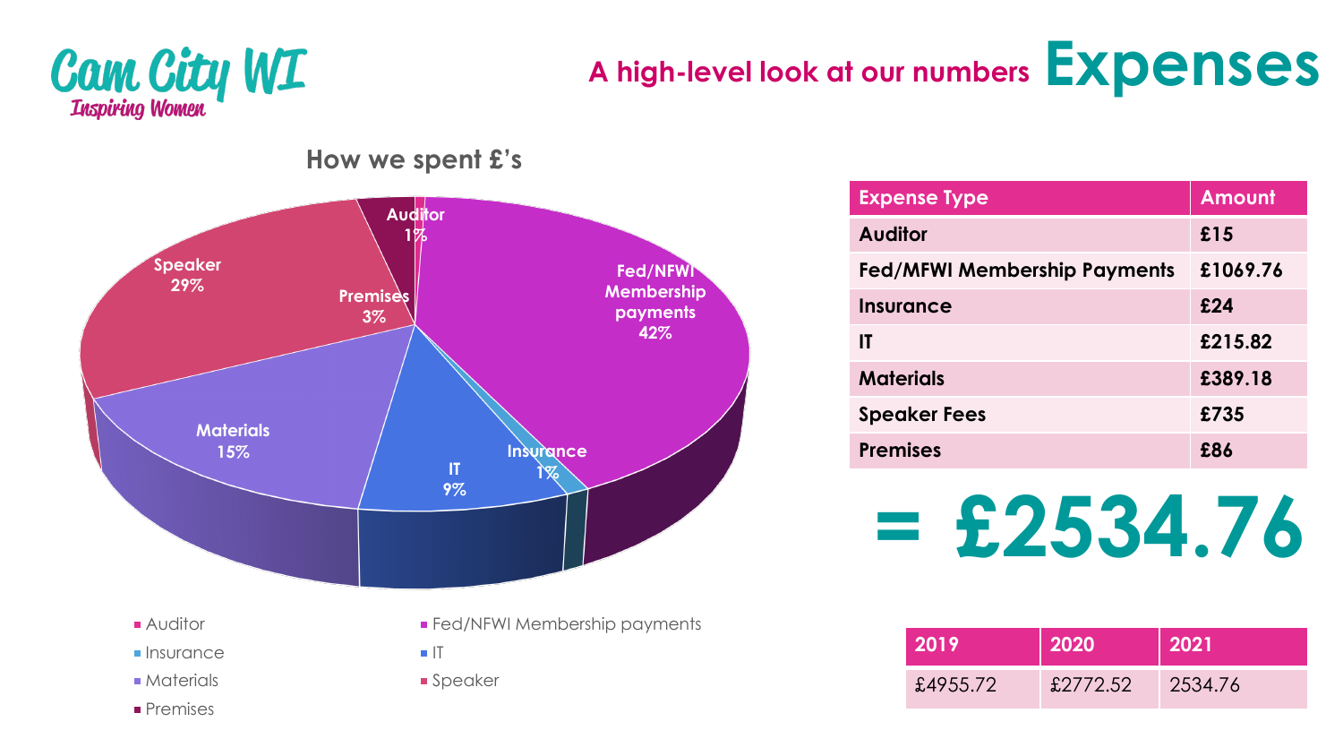Cam City WI

*Inspiring Women*

# A high-level look at our numbers Expenses

## How we spent £'s

- Auditor 1%
- Fed/NFWI Membership payments 42%
- Insurance 1%
- IT 9%
- Materials 15%
- Speaker 29%
- Premises 3%

| Expense Type | Amount |
|---|---|
| Auditor | £15 |
| Fed/MFWI Membership Payments | £1069.76 |
| Insurance | £24 |
| IT | £215.82 |
| Materials | £389.18 |
| Speaker Fees | £735 |
| Premises | £86 |

**= £2534.76**

| 2019 | 2020 | 2021 |
|---|---|---|
| £4955.72 | £2772.52 | 2534.76 |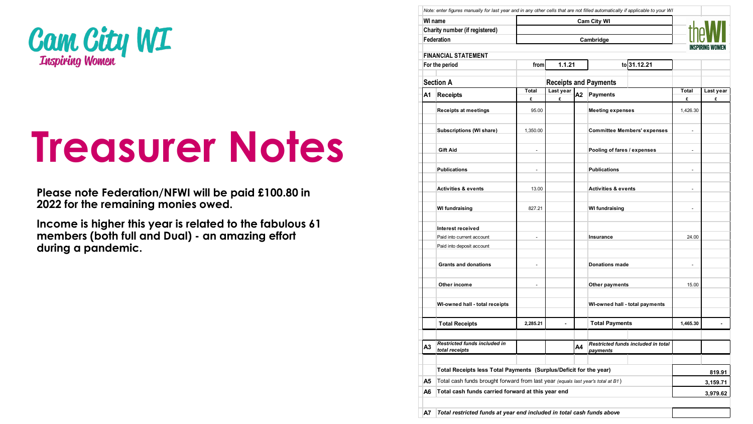# Cam City WI

*Inspiring Women*

# Treasurer Notes

**Please note Federation/NFWI will be paid £100.80 in 2022 for the remaining monies owed.**

**Income is higher this year is related to the fabulous 61 members (both full and Dual) - an amazing effort during a pandemic.**

*Note: enter figures manually for last year and in any other cells that are not filled automatically if applicable to your WI*

| | |
|---|---|
| **WI name** | Cam City WI |
| **Charity number (if registered)** | |
| **Federation** | Cambridge |

theWI INSPIRING WOMEN

**FINANCIAL STATEMENT**

**For the period** from **1.1.21** to **31.12.21**

## Section A — Receipts and Payments

| | **A1 Receipts** | **Total £** | **Last year £** | | **A2 Payments** | **Total £** | **Last year £** |
|---|---|---|---|---|---|---|---|
| | **Receipts at meetings** | 95.00 | | | **Meeting expenses** | 1,426.30 | |
| | **Subscriptions (WI share)** | 1,350.00 | | | **Committee Members' expenses** | - | |
| | **Gift Aid** | - | | | **Pooling of fares / expenses** | - | |
| | **Publications** | - | | | **Publications** | - | |
| | **Activities & events** | 13.00 | | | **Activities & events** | - | |
| | **WI fundraising** | 827.21 | | | **WI fundraising** | - | |
| | **Interest received** | | | | | | |
| | Paid into current account | - | | | **Insurance** | 24.00 | |
| | Paid into deposit account | | | | | | |
| | **Grants and donations** | - | | | **Donations made** | - | |
| | **Other income** | - | | | **Other payments** | 15.00 | |
| | **WI-owned hall - total receipts** | | | | **WI-owned hall - total payments** | | |
| | **Total Receipts** | **2,285.21** | **-** | | **Total Payments** | **1,465.30** | **-** |
| **A3** | ***Restricted funds included in total receipts*** | | | **A4** | ***Restricted funds included in total payments*** | | |

| | | |
|---|---|---|
| | **Total Receipts less Total Payments (Surplus/Deficit for the year)** | **819.91** |
| **A5** | Total cash funds brought forward from last year *(equals last year's total at B1)* | **3,159.71** |
| **A6** | **Total cash funds carried forward at this year end** | **3,979.62** |
| **A7** | ***Total restricted funds at year end included in total cash funds above*** | |